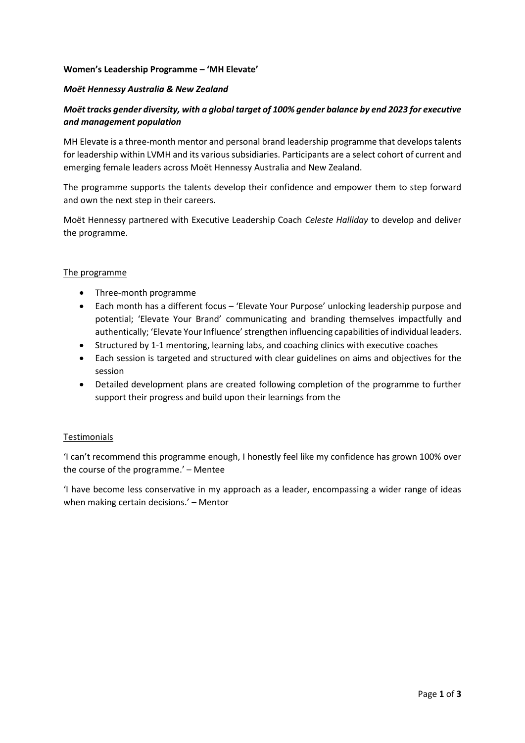**Women's Leadership Programme – 'MH Elevate'**

***Moët Hennessy Australia & New Zealand***

***Moët tracks gender diversity, with a global target of 100% gender balance by end 2023 for executive and management population***

MH Elevate is a three-month mentor and personal brand leadership programme that develops talents for leadership within LVMH and its various subsidiaries. Participants are a select cohort of current and emerging female leaders across Moët Hennessy Australia and New Zealand.

The programme supports the talents develop their confidence and empower them to step forward and own the next step in their careers.

Moët Hennessy partnered with Executive Leadership Coach *Celeste Halliday* to develop and deliver the programme.

<u>The programme</u>

- Three-month programme
- Each month has a different focus – 'Elevate Your Purpose' unlocking leadership purpose and potential; 'Elevate Your Brand' communicating and branding themselves impactfully and authentically; 'Elevate Your Influence' strengthen influencing capabilities of individual leaders.
- Structured by 1-1 mentoring, learning labs, and coaching clinics with executive coaches
- Each session is targeted and structured with clear guidelines on aims and objectives for the session
- Detailed development plans are created following completion of the programme to further support their progress and build upon their learnings from the

<u>Testimonials</u>

'I can't recommend this programme enough, I honestly feel like my confidence has grown 100% over the course of the programme.' – Mentee

'I have become less conservative in my approach as a leader, encompassing a wider range of ideas when making certain decisions.' – Mentor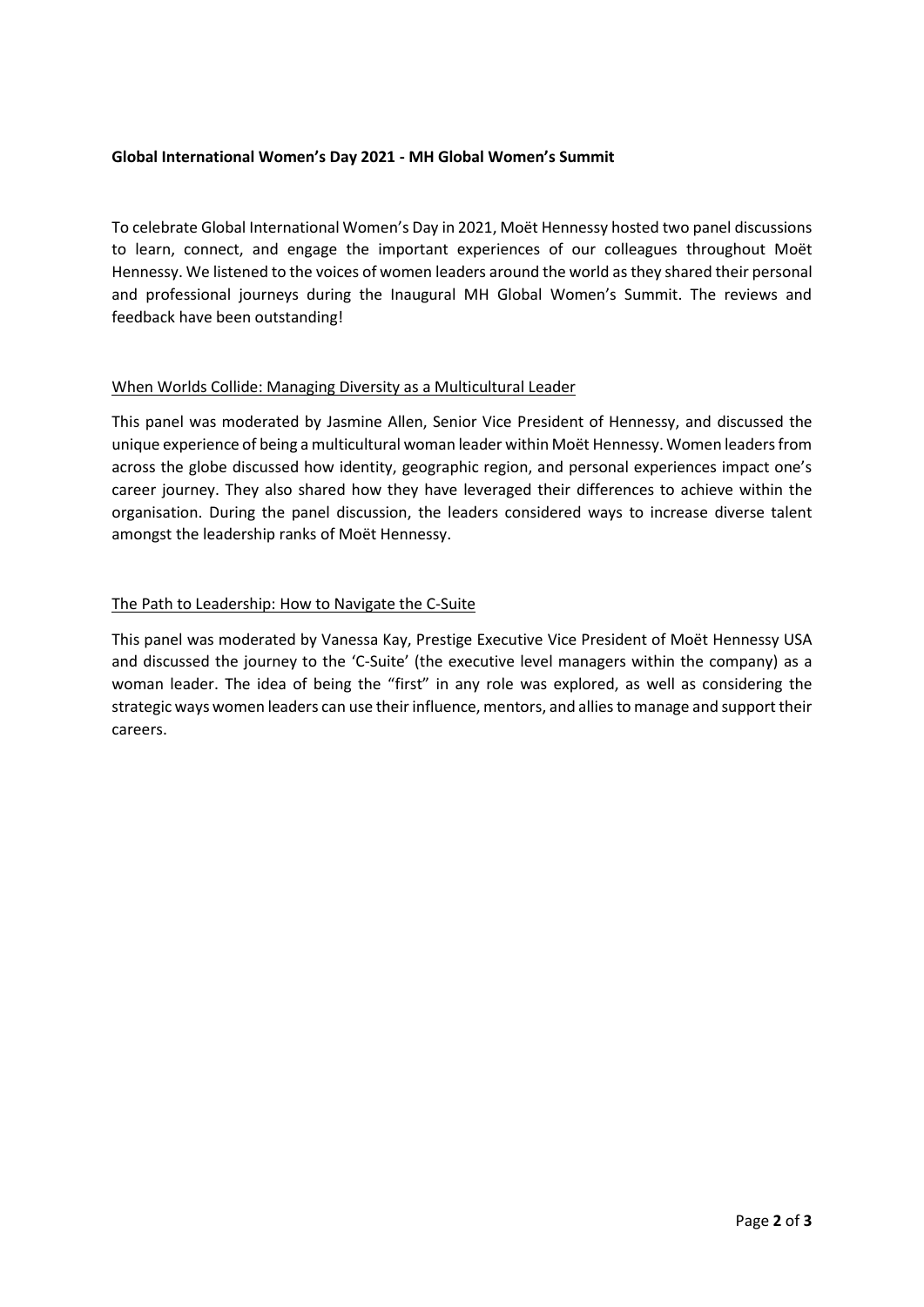**Global International Women's Day 2021 - MH Global Women's Summit**

To celebrate Global International Women's Day in 2021, Moët Hennessy hosted two panel discussions to learn, connect, and engage the important experiences of our colleagues throughout Moët Hennessy. We listened to the voices of women leaders around the world as they shared their personal and professional journeys during the Inaugural MH Global Women's Summit. The reviews and feedback have been outstanding!

<u>When Worlds Collide: Managing Diversity as a Multicultural Leader</u>

This panel was moderated by Jasmine Allen, Senior Vice President of Hennessy, and discussed the unique experience of being a multicultural woman leader within Moët Hennessy. Women leaders from across the globe discussed how identity, geographic region, and personal experiences impact one's career journey. They also shared how they have leveraged their differences to achieve within the organisation. During the panel discussion, the leaders considered ways to increase diverse talent amongst the leadership ranks of Moët Hennessy.

<u>The Path to Leadership: How to Navigate the C-Suite</u>

This panel was moderated by Vanessa Kay, Prestige Executive Vice President of Moët Hennessy USA and discussed the journey to the 'C-Suite' (the executive level managers within the company) as a woman leader. The idea of being the "first" in any role was explored, as well as considering the strategic ways women leaders can use their influence, mentors, and allies to manage and support their careers.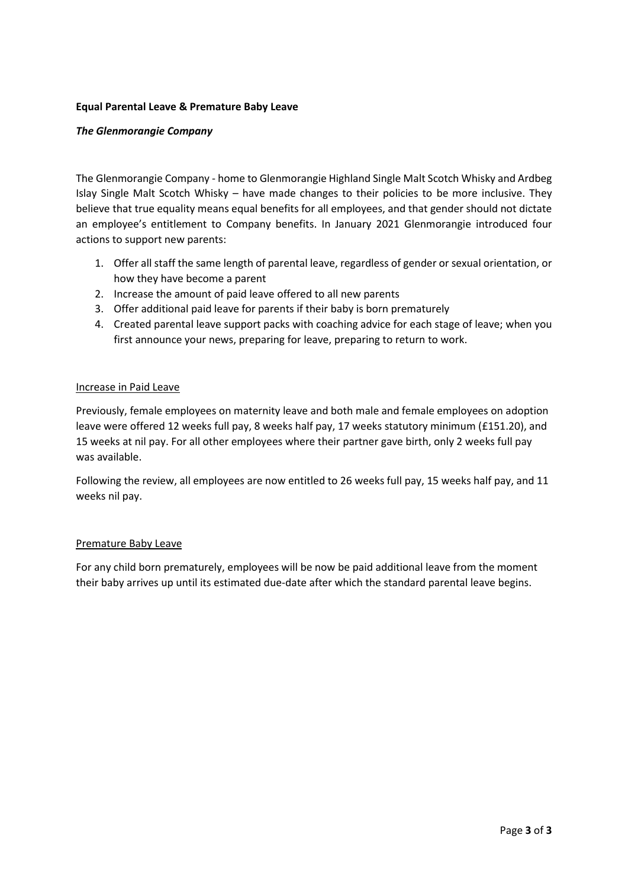**Equal Parental Leave & Premature Baby Leave**

***The Glenmorangie Company***

The Glenmorangie Company - home to Glenmorangie Highland Single Malt Scotch Whisky and Ardbeg Islay Single Malt Scotch Whisky – have made changes to their policies to be more inclusive. They believe that true equality means equal benefits for all employees, and that gender should not dictate an employee's entitlement to Company benefits. In January 2021 Glenmorangie introduced four actions to support new parents:

1. Offer all staff the same length of parental leave, regardless of gender or sexual orientation, or how they have become a parent
2. Increase the amount of paid leave offered to all new parents
3. Offer additional paid leave for parents if their baby is born prematurely
4. Created parental leave support packs with coaching advice for each stage of leave; when you first announce your news, preparing for leave, preparing to return to work.

<u>Increase in Paid Leave</u>

Previously, female employees on maternity leave and both male and female employees on adoption leave were offered 12 weeks full pay, 8 weeks half pay, 17 weeks statutory minimum (£151.20), and 15 weeks at nil pay. For all other employees where their partner gave birth, only 2 weeks full pay was available.

Following the review, all employees are now entitled to 26 weeks full pay, 15 weeks half pay, and 11 weeks nil pay.

<u>Premature Baby Leave</u>

For any child born prematurely, employees will be now be paid additional leave from the moment their baby arrives up until its estimated due-date after which the standard parental leave begins.